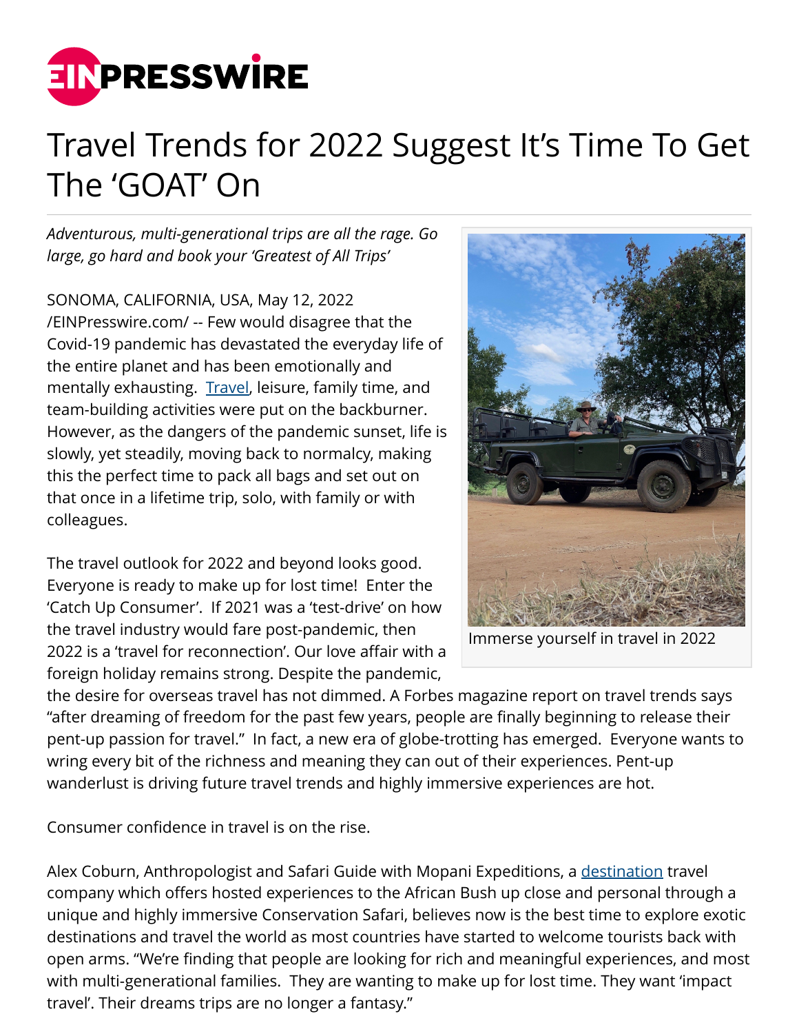# Travel Trends for 2022 Suggest It's Time To Get The 'GOAT' On

*Adventurous, multi-generational trips are all the rage. Go large, go hard and book your 'Greatest of All Trips'*

SONOMA, CALIFORNIA, USA, May 12, 2022 /EINPresswire.com/ -- Few would disagree that the Covid-19 pandemic has devastated the everyday life of the entire planet and has been emotionally and mentally exhausting. [Travel](), leisure, family time, and team-building activities were put on the backburner. However, as the dangers of the pandemic sunset, life is slowly, yet steadily, moving back to normalcy, making this the perfect time to pack all bags and set out on that once in a lifetime trip, solo, with family or with colleagues.

Immerse yourself in travel in 2022

The travel outlook for 2022 and beyond looks good. Everyone is ready to make up for lost time! Enter the 'Catch Up Consumer'. If 2021 was a 'test-drive' on how the travel industry would fare post-pandemic, then 2022 is a 'travel for reconnection'. Our love affair with a foreign holiday remains strong. Despite the pandemic, the desire for overseas travel has not dimmed. A Forbes magazine report on travel trends says "after dreaming of freedom for the past few years, people are finally beginning to release their pent-up passion for travel." In fact, a new era of globe-trotting has emerged. Everyone wants to wring every bit of the richness and meaning they can out of their experiences. Pent-up wanderlust is driving future travel trends and highly immersive experiences are hot.

Consumer confidence in travel is on the rise.

Alex Coburn, Anthropologist and Safari Guide with Mopani Expeditions, a [destination]() travel company which offers hosted experiences to the African Bush up close and personal through a unique and highly immersive Conservation Safari, believes now is the best time to explore exotic destinations and travel the world as most countries have started to welcome tourists back with open arms. "We're finding that people are looking for rich and meaningful experiences, and most with multi-generational families. They are wanting to make up for lost time. They want 'impact travel'. Their dreams trips are no longer a fantasy."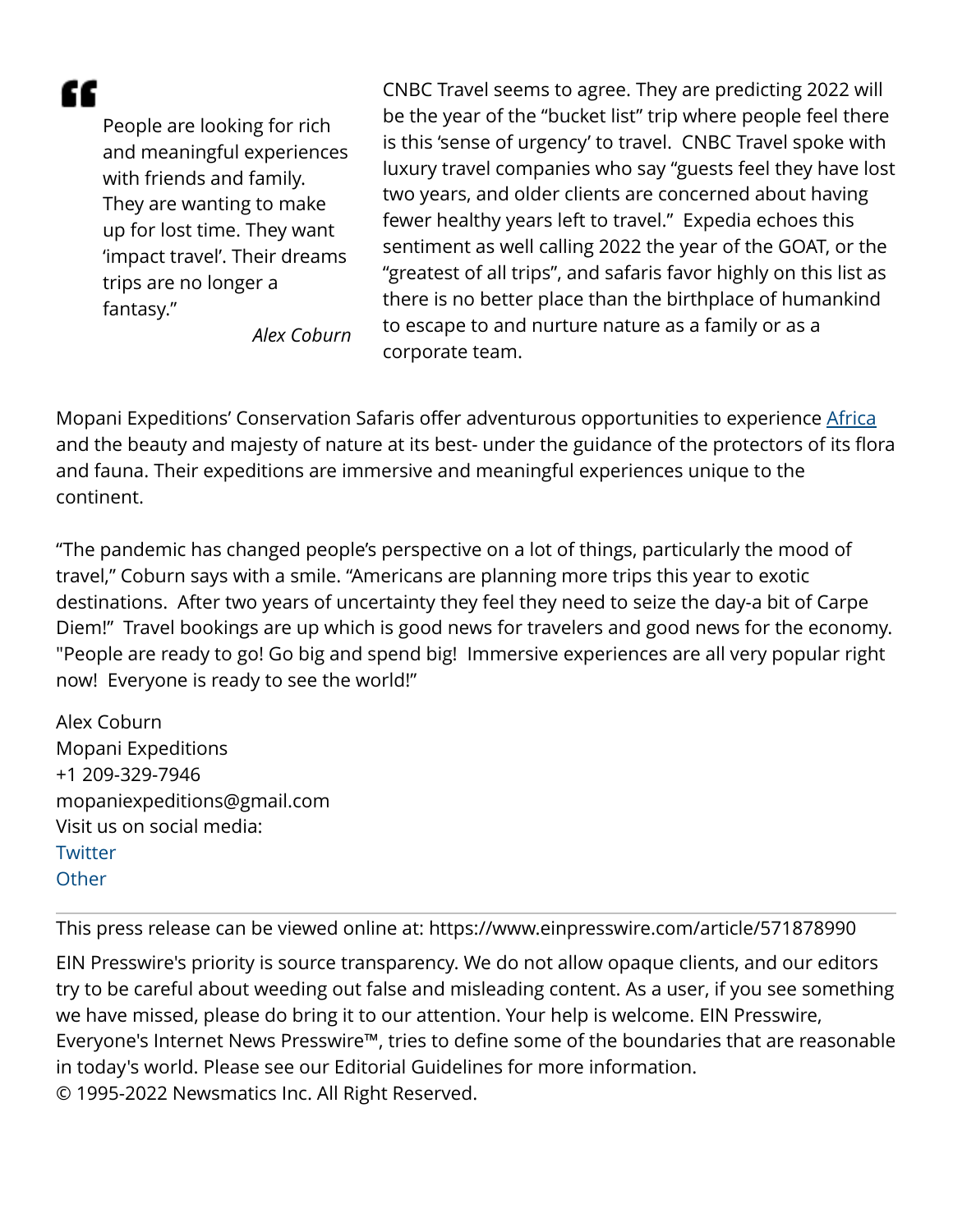> People are looking for rich and meaningful experiences with friends and family. They are wanting to make up for lost time. They want 'impact travel'. Their dreams trips are no longer a fantasy."
>
> *Alex Coburn*

CNBC Travel seems to agree. They are predicting 2022 will be the year of the "bucket list" trip where people feel there is this 'sense of urgency' to travel. CNBC Travel spoke with luxury travel companies who say "guests feel they have lost two years, and older clients are concerned about having fewer healthy years left to travel." Expedia echoes this sentiment as well calling 2022 the year of the GOAT, or the "greatest of all trips", and safaris favor highly on this list as there is no better place than the birthplace of humankind to escape to and nurture nature as a family or as a corporate team.

Mopani Expeditions' Conservation Safaris offer adventurous opportunities to experience Africa and the beauty and majesty of nature at its best- under the guidance of the protectors of its flora and fauna. Their expeditions are immersive and meaningful experiences unique to the continent.

"The pandemic has changed people's perspective on a lot of things, particularly the mood of travel," Coburn says with a smile. "Americans are planning more trips this year to exotic destinations. After two years of uncertainty they feel they need to seize the day-a bit of Carpe Diem!" Travel bookings are up which is good news for travelers and good news for the economy. "People are ready to go! Go big and spend big! Immersive experiences are all very popular right now! Everyone is ready to see the world!"

Alex Coburn
Mopani Expeditions
+1 209-329-7946
mopaniexpeditions@gmail.com
Visit us on social media:
Twitter
Other

---

This press release can be viewed online at: https://www.einpresswire.com/article/571878990

EIN Presswire's priority is source transparency. We do not allow opaque clients, and our editors try to be careful about weeding out false and misleading content. As a user, if you see something we have missed, please do bring it to our attention. Your help is welcome. EIN Presswire, Everyone's Internet News Presswire™, tries to define some of the boundaries that are reasonable in today's world. Please see our Editorial Guidelines for more information.
© 1995-2022 Newsmatics Inc. All Right Reserved.